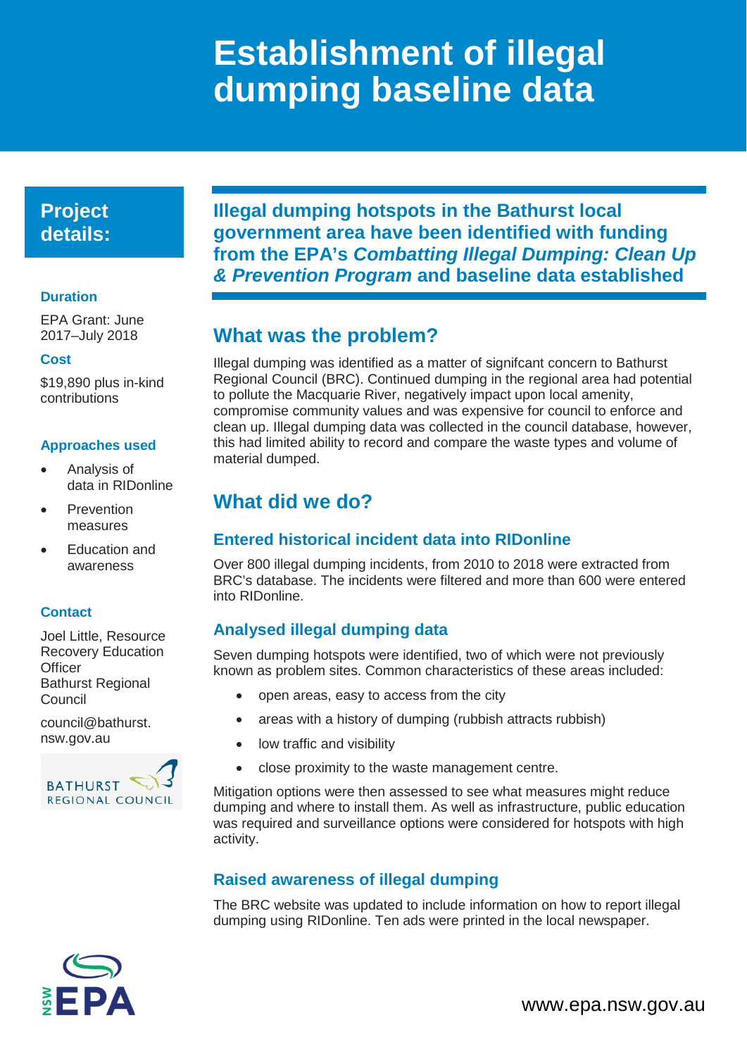# Establishment of illegal dumping baseline data

## Project details:

### Duration

EPA Grant: June 2017–July 2018

### Cost

$19,890 plus in-kind contributions

### Approaches used

- Analysis of data in RIDonline
- Prevention measures
- Education and awareness

### Contact

Joel Little, Resource Recovery Education Officer
Bathurst Regional Council

council@bathurst.nsw.gov.au

**Illegal dumping hotspots in the Bathurst local government area have been identified with funding from the EPA's *Combatting Illegal Dumping: Clean Up & Prevention Program* and baseline data established**

## What was the problem?

Illegal dumping was identified as a matter of signifcant concern to Bathurst Regional Council (BRC). Continued dumping in the regional area had potential to pollute the Macquarie River, negatively impact upon local amenity, compromise community values and was expensive for council to enforce and clean up. Illegal dumping data was collected in the council database, however, this had limited ability to record and compare the waste types and volume of material dumped.

## What did we do?

### Entered historical incident data into RIDonline

Over 800 illegal dumping incidents, from 2010 to 2018 were extracted from BRC's database. The incidents were filtered and more than 600 were entered into RIDonline.

### Analysed illegal dumping data

Seven dumping hotspots were identified, two of which were not previously known as problem sites. Common characteristics of these areas included:

- open areas, easy to access from the city
- areas with a history of dumping (rubbish attracts rubbish)
- low traffic and visibility
- close proximity to the waste management centre.

Mitigation options were then assessed to see what measures might reduce dumping and where to install them. As well as infrastructure, public education was required and surveillance options were considered for hotspots with high activity.

### Raised awareness of illegal dumping

The BRC website was updated to include information on how to report illegal dumping using RIDonline. Ten ads were printed in the local newspaper.

www.epa.nsw.gov.au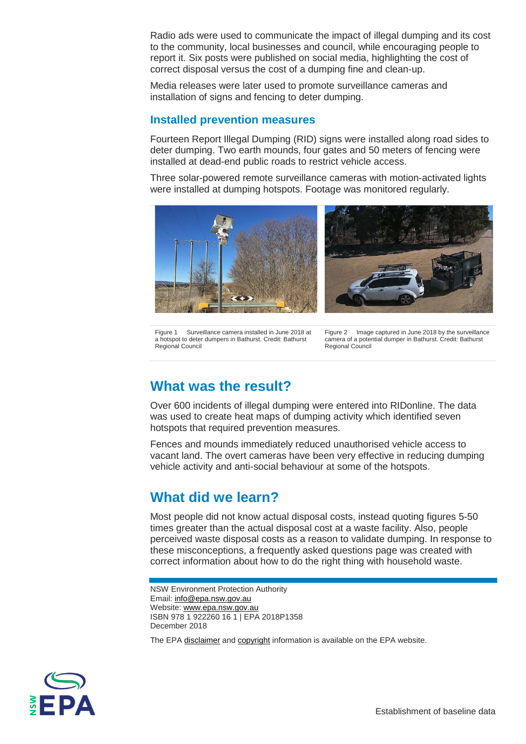Radio ads were used to communicate the impact of illegal dumping and its cost to the community, local businesses and council, while encouraging people to report it. Six posts were published on social media, highlighting the cost of correct disposal versus the cost of a dumping fine and clean-up.

Media releases were later used to promote surveillance cameras and installation of signs and fencing to deter dumping.

### Installed prevention measures

Fourteen Report Illegal Dumping (RID) signs were installed along road sides to deter dumping. Two earth mounds, four gates and 50 meters of fencing were installed at dead-end public roads to restrict vehicle access.

Three solar-powered remote surveillance cameras with motion-activated lights were installed at dumping hotspots. Footage was monitored regularly.

Figure 1 Surveillance camera installed in June 2018 at a hotspot to deter dumpers in Bathurst. Credit: Bathurst Regional Council

Figure 2 Image captured in June 2018 by the surveillance camera of a potential dumper in Bathurst. Credit: Bathurst Regional Council

## What was the result?

Over 600 incidents of illegal dumping were entered into RIDonline. The data was used to create heat maps of dumping activity which identified seven hotspots that required prevention measures.

Fences and mounds immediately reduced unauthorised vehicle access to vacant land. The overt cameras have been very effective in reducing dumping vehicle activity and anti-social behaviour at some of the hotspots.

## What did we learn?

Most people did not know actual disposal costs, instead quoting figures 5-50 times greater than the actual disposal cost at a waste facility. Also, people perceived waste disposal costs as a reason to validate dumping. In response to these misconceptions, a frequently asked questions page was created with correct information about how to do the right thing with household waste.

NSW Environment Protection Authority
Email: info@epa.nsw.gov.au
Website: www.epa.nsw.gov.au
ISBN 978 1 922260 16 1 | EPA 2018P1358
December 2018

The EPA disclaimer and copyright information is available on the EPA website.